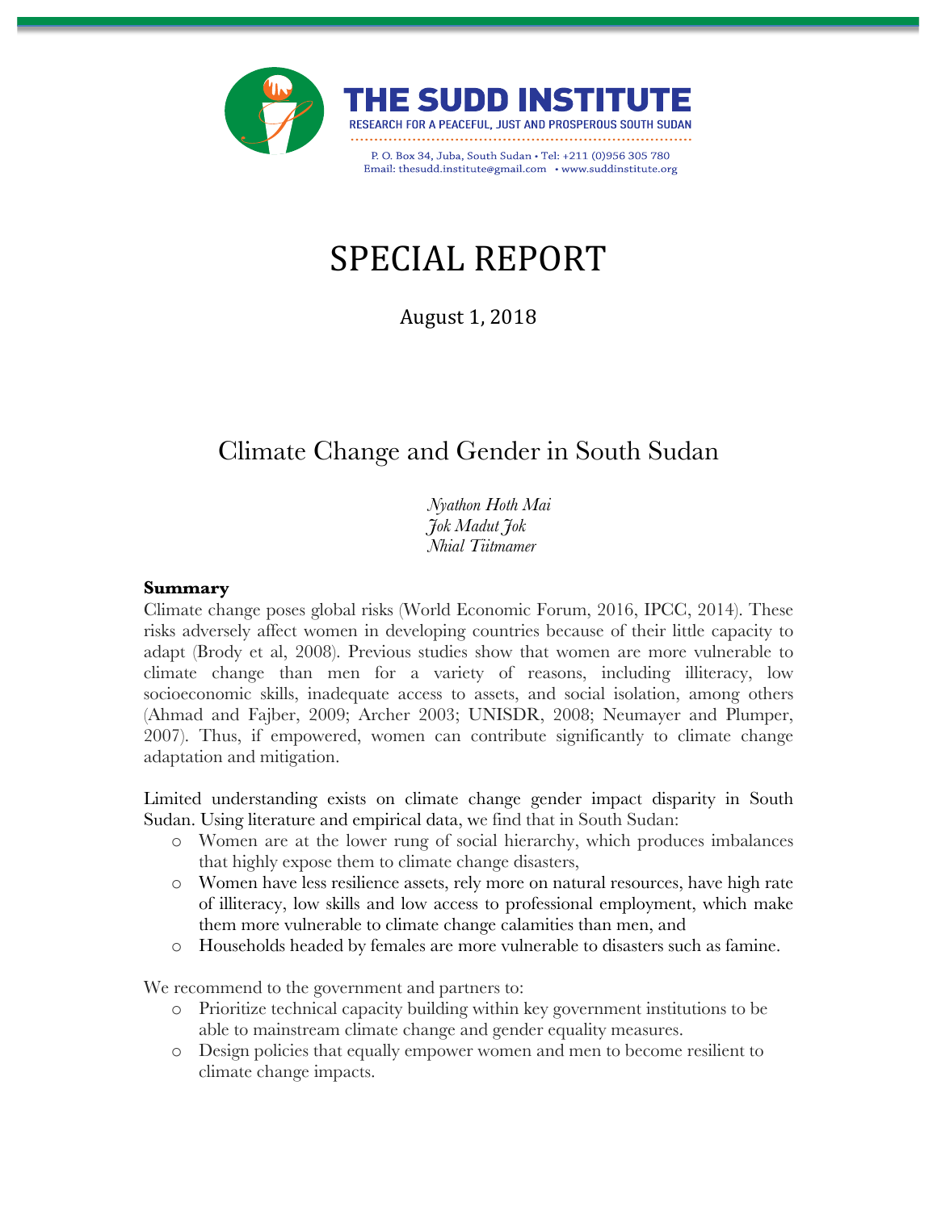# THE SUDD INSTITUTE

RESEARCH FOR A PEACEFUL, JUST AND PROSPEROUS SOUTH SUDAN

P. O. Box 34, Juba, South Sudan • Tel: +211 (0)956 305 780
Email: thesudd.institute@gmail.com • www.suddinstitute.org

# SPECIAL REPORT

August 1, 2018

## Climate Change and Gender in South Sudan

*Nyathon Hoth Mai*
*Jok Madut Jok*
*Nhial Tiitmamer*

### Summary

Climate change poses global risks (World Economic Forum, 2016, IPCC, 2014). These risks adversely affect women in developing countries because of their little capacity to adapt (Brody et al, 2008). Previous studies show that women are more vulnerable to climate change than men for a variety of reasons, including illiteracy, low socioeconomic skills, inadequate access to assets, and social isolation, among others (Ahmad and Fajber, 2009; Archer 2003; UNISDR, 2008; Neumayer and Plumper, 2007). Thus, if empowered, women can contribute significantly to climate change adaptation and mitigation.

Limited understanding exists on climate change gender impact disparity in South Sudan. Using literature and empirical data, we find that in South Sudan:

- Women are at the lower rung of social hierarchy, which produces imbalances that highly expose them to climate change disasters,
- Women have less resilience assets, rely more on natural resources, have high rate of illiteracy, low skills and low access to professional employment, which make them more vulnerable to climate change calamities than men, and
- Households headed by females are more vulnerable to disasters such as famine.

We recommend to the government and partners to:

- Prioritize technical capacity building within key government institutions to be able to mainstream climate change and gender equality measures.
- Design policies that equally empower women and men to become resilient to climate change impacts.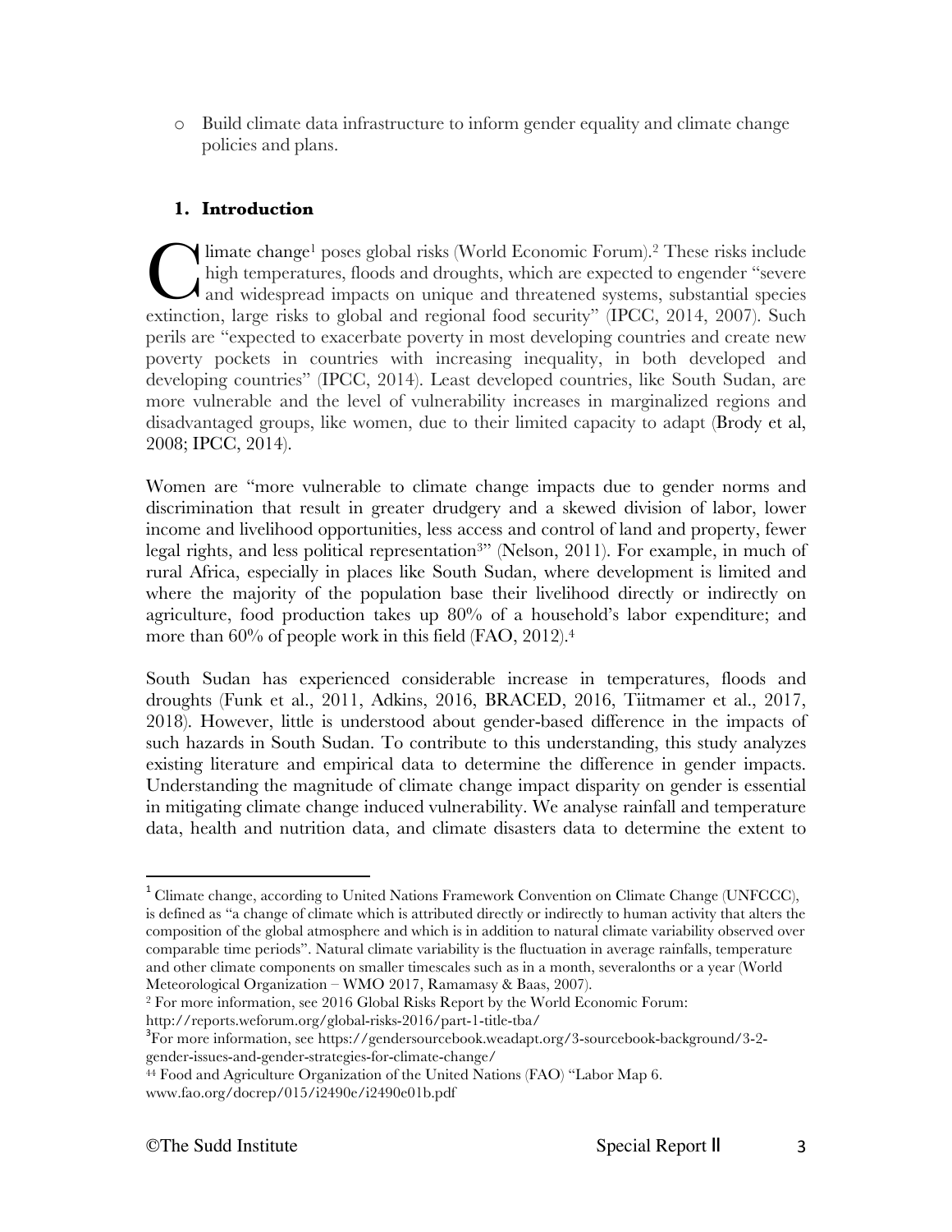- Build climate data infrastructure to inform gender equality and climate change policies and plans.

## 1. Introduction

Climate change[1] poses global risks (World Economic Forum).[2] These risks include high temperatures, floods and droughts, which are expected to engender "severe and widespread impacts on unique and threatened systems, substantial species extinction, large risks to global and regional food security" (IPCC, 2014, 2007). Such perils are "expected to exacerbate poverty in most developing countries and create new poverty pockets in countries with increasing inequality, in both developed and developing countries" (IPCC, 2014). Least developed countries, like South Sudan, are more vulnerable and the level of vulnerability increases in marginalized regions and disadvantaged groups, like women, due to their limited capacity to adapt (Brody et al, 2008; IPCC, 2014).

Women are "more vulnerable to climate change impacts due to gender norms and discrimination that result in greater drudgery and a skewed division of labor, lower income and livelihood opportunities, less access and control of land and property, fewer legal rights, and less political representation[3]" (Nelson, 2011). For example, in much of rural Africa, especially in places like South Sudan, where development is limited and where the majority of the population base their livelihood directly or indirectly on agriculture, food production takes up 80% of a household's labor expenditure; and more than 60% of people work in this field (FAO, 2012).[4]

South Sudan has experienced considerable increase in temperatures, floods and droughts (Funk et al., 2011, Adkins, 2016, BRACED, 2016, Tiitmamer et al., 2017, 2018). However, little is understood about gender-based difference in the impacts of such hazards in South Sudan. To contribute to this understanding, this study analyzes existing literature and empirical data to determine the difference in gender impacts. Understanding the magnitude of climate change impact disparity on gender is essential in mitigating climate change induced vulnerability. We analyse rainfall and temperature data, health and nutrition data, and climate disasters data to determine the extent to

---

[1] Climate change, according to United Nations Framework Convention on Climate Change (UNFCCC), is defined as "a change of climate which is attributed directly or indirectly to human activity that alters the composition of the global atmosphere and which is in addition to natural climate variability observed over comparable time periods". Natural climate variability is the fluctuation in average rainfalls, temperature and other climate components on smaller timescales such as in a month, severalonths or a year (World Meteorological Organization – WMO 2017, Ramamasy & Baas, 2007).

[2] For more information, see 2016 Global Risks Report by the World Economic Forum: http://reports.weforum.org/global-risks-2016/part-1-title-tba/

[3] For more information, see https://gendersourcebook.weadapt.org/3-sourcebook-background/3-2-gender-issues-and-gender-strategies-for-climate-change/

[44] Food and Agriculture Organization of the United Nations (FAO) "Labor Map 6. www.fao.org/docrep/015/i2490e/i2490e01b.pdf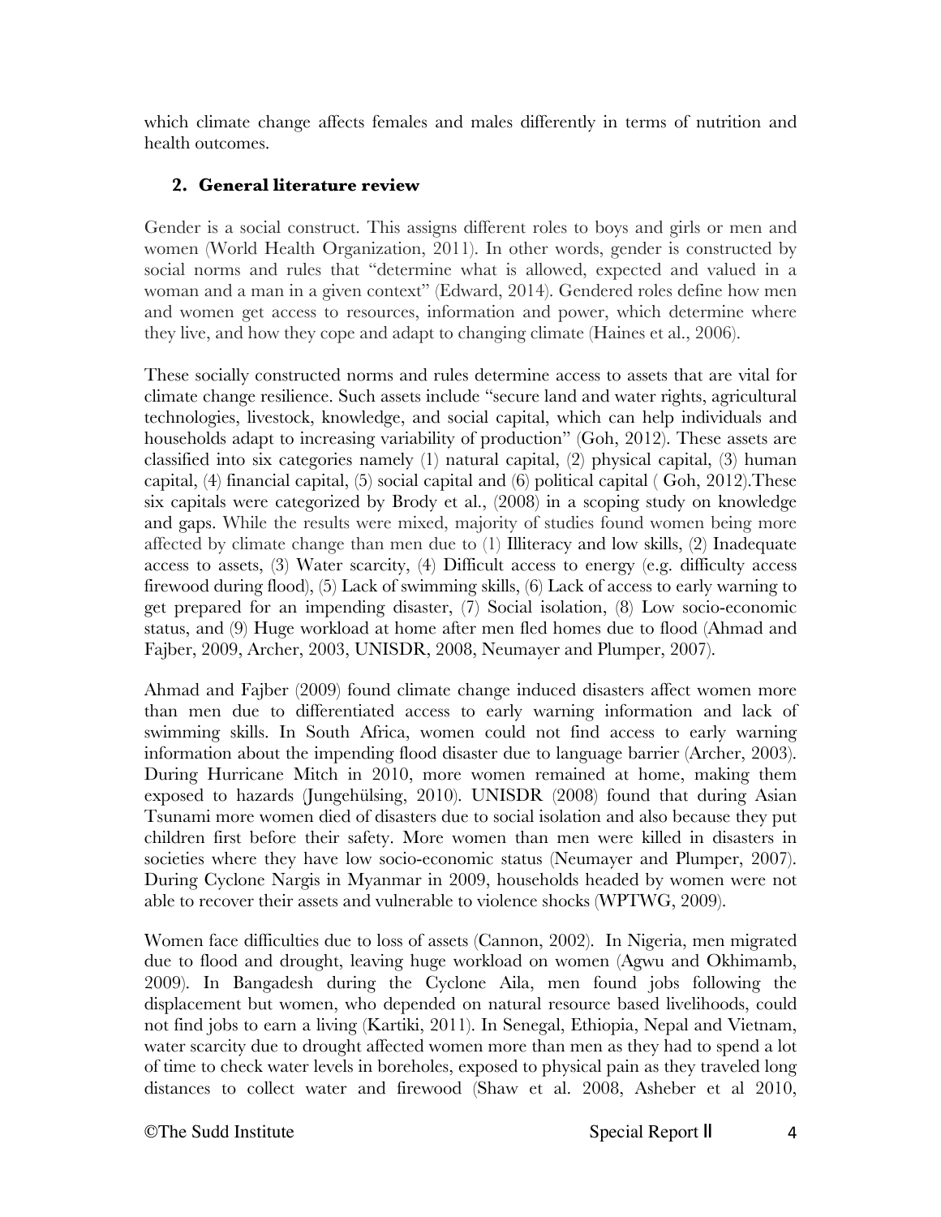which climate change affects females and males differently in terms of nutrition and health outcomes.

## 2. General literature review

Gender is a social construct. This assigns different roles to boys and girls or men and women (World Health Organization, 2011). In other words, gender is constructed by social norms and rules that "determine what is allowed, expected and valued in a woman and a man in a given context" (Edward, 2014). Gendered roles define how men and women get access to resources, information and power, which determine where they live, and how they cope and adapt to changing climate (Haines et al., 2006).

These socially constructed norms and rules determine access to assets that are vital for climate change resilience. Such assets include "secure land and water rights, agricultural technologies, livestock, knowledge, and social capital, which can help individuals and households adapt to increasing variability of production" (Goh, 2012). These assets are classified into six categories namely (1) natural capital, (2) physical capital, (3) human capital, (4) financial capital, (5) social capital and (6) political capital ( Goh, 2012).These six capitals were categorized by Brody et al., (2008) in a scoping study on knowledge and gaps. While the results were mixed, majority of studies found women being more affected by climate change than men due to (1) Illiteracy and low skills, (2) Inadequate access to assets, (3) Water scarcity, (4) Difficult access to energy (e.g. difficulty access firewood during flood), (5) Lack of swimming skills, (6) Lack of access to early warning to get prepared for an impending disaster, (7) Social isolation, (8) Low socio-economic status, and (9) Huge workload at home after men fled homes due to flood (Ahmad and Fajber, 2009, Archer, 2003, UNISDR, 2008, Neumayer and Plumper, 2007).

Ahmad and Fajber (2009) found climate change induced disasters affect women more than men due to differentiated access to early warning information and lack of swimming skills. In South Africa, women could not find access to early warning information about the impending flood disaster due to language barrier (Archer, 2003). During Hurricane Mitch in 2010, more women remained at home, making them exposed to hazards (Jungehülsing, 2010). UNISDR (2008) found that during Asian Tsunami more women died of disasters due to social isolation and also because they put children first before their safety. More women than men were killed in disasters in societies where they have low socio-economic status (Neumayer and Plumper, 2007). During Cyclone Nargis in Myanmar in 2009, households headed by women were not able to recover their assets and vulnerable to violence shocks (WPTWG, 2009).

Women face difficulties due to loss of assets (Cannon, 2002). In Nigeria, men migrated due to flood and drought, leaving huge workload on women (Agwu and Okhimamb, 2009). In Bangadesh during the Cyclone Aila, men found jobs following the displacement but women, who depended on natural resource based livelihoods, could not find jobs to earn a living (Kartiki, 2011). In Senegal, Ethiopia, Nepal and Vietnam, water scarcity due to drought affected women more than men as they had to spend a lot of time to check water levels in boreholes, exposed to physical pain as they traveled long distances to collect water and firewood (Shaw et al. 2008, Asheber et al 2010,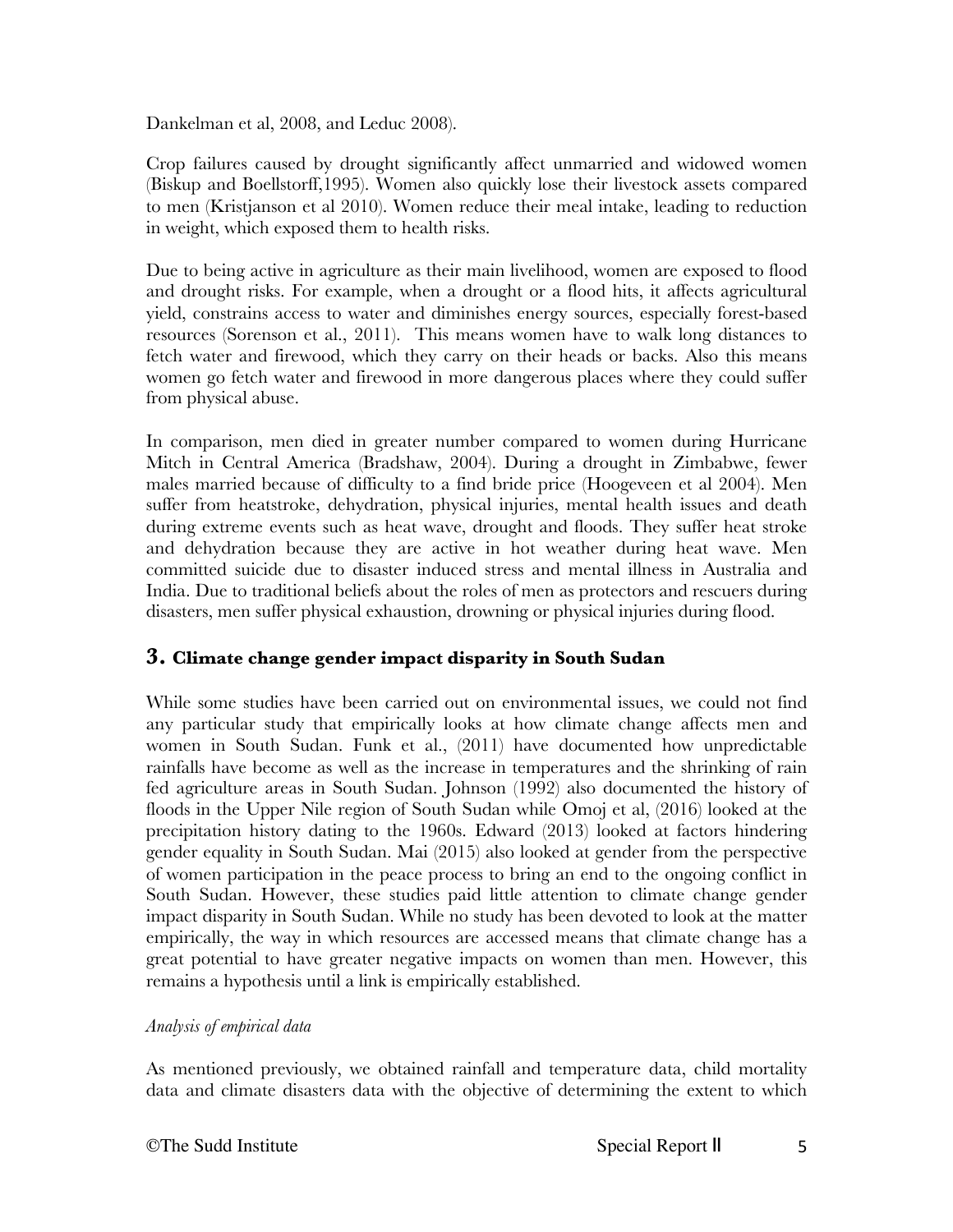Dankelman et al, 2008, and Leduc 2008).

Crop failures caused by drought significantly affect unmarried and widowed women (Biskup and Boellstorff,1995). Women also quickly lose their livestock assets compared to men (Kristjanson et al 2010). Women reduce their meal intake, leading to reduction in weight, which exposed them to health risks.

Due to being active in agriculture as their main livelihood, women are exposed to flood and drought risks. For example, when a drought or a flood hits, it affects agricultural yield, constrains access to water and diminishes energy sources, especially forest-based resources (Sorenson et al., 2011). This means women have to walk long distances to fetch water and firewood, which they carry on their heads or backs. Also this means women go fetch water and firewood in more dangerous places where they could suffer from physical abuse.

In comparison, men died in greater number compared to women during Hurricane Mitch in Central America (Bradshaw, 2004). During a drought in Zimbabwe, fewer males married because of difficulty to a find bride price (Hoogeveen et al 2004). Men suffer from heatstroke, dehydration, physical injuries, mental health issues and death during extreme events such as heat wave, drought and floods. They suffer heat stroke and dehydration because they are active in hot weather during heat wave. Men committed suicide due to disaster induced stress and mental illness in Australia and India. Due to traditional beliefs about the roles of men as protectors and rescuers during disasters, men suffer physical exhaustion, drowning or physical injuries during flood.

## 3. Climate change gender impact disparity in South Sudan

While some studies have been carried out on environmental issues, we could not find any particular study that empirically looks at how climate change affects men and women in South Sudan. Funk et al., (2011) have documented how unpredictable rainfalls have become as well as the increase in temperatures and the shrinking of rain fed agriculture areas in South Sudan. Johnson (1992) also documented the history of floods in the Upper Nile region of South Sudan while Omoj et al, (2016) looked at the precipitation history dating to the 1960s. Edward (2013) looked at factors hindering gender equality in South Sudan. Mai (2015) also looked at gender from the perspective of women participation in the peace process to bring an end to the ongoing conflict in South Sudan. However, these studies paid little attention to climate change gender impact disparity in South Sudan. While no study has been devoted to look at the matter empirically, the way in which resources are accessed means that climate change has a great potential to have greater negative impacts on women than men. However, this remains a hypothesis until a link is empirically established.

*Analysis of empirical data*

As mentioned previously, we obtained rainfall and temperature data, child mortality data and climate disasters data with the objective of determining the extent to which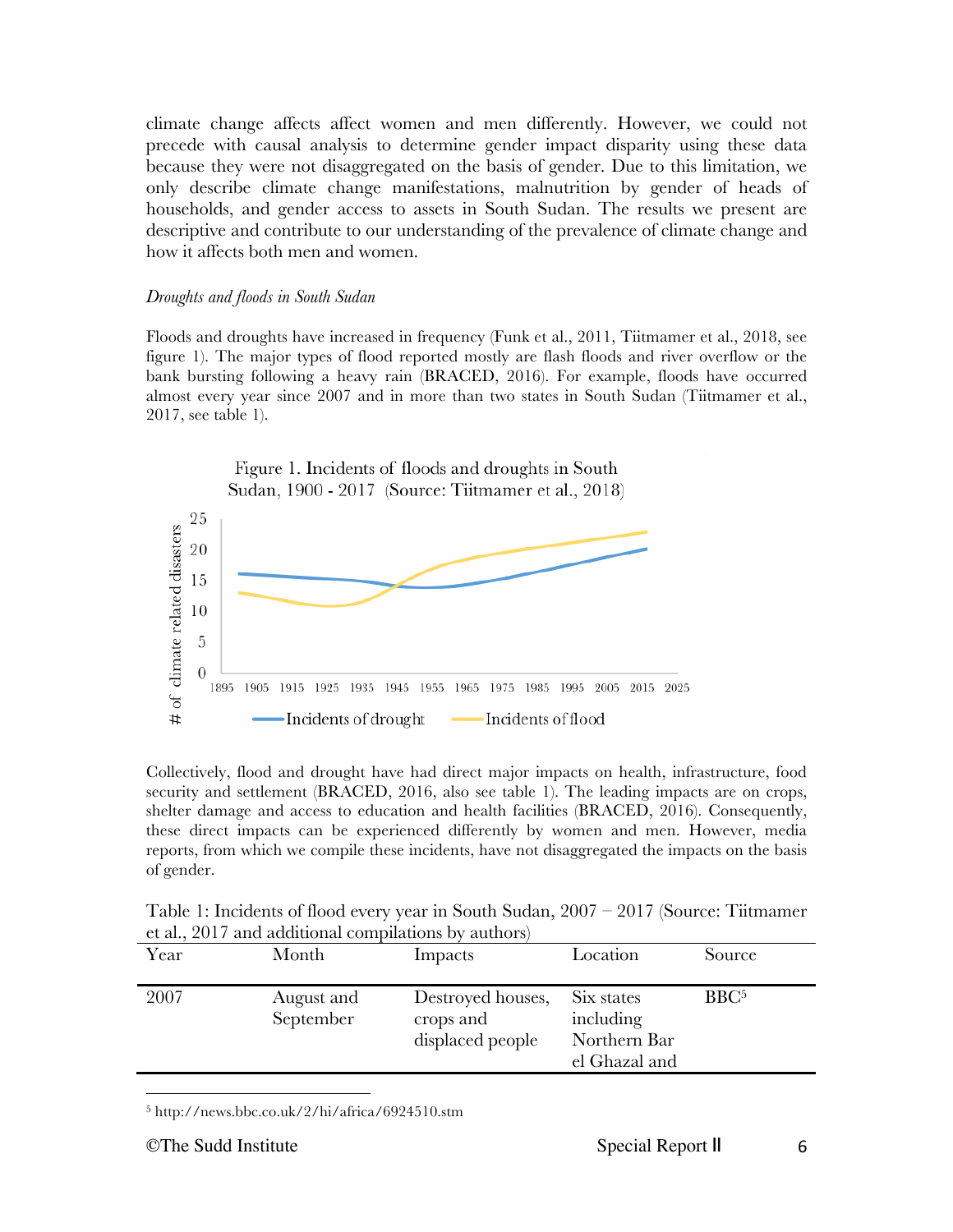climate change affects affect women and men differently. However, we could not precede with causal analysis to determine gender impact disparity using these data because they were not disaggregated on the basis of gender. Due to this limitation, we only describe climate change manifestations, malnutrition by gender of heads of households, and gender access to assets in South Sudan. The results we present are descriptive and contribute to our understanding of the prevalence of climate change and how it affects both men and women.

*Droughts and floods in South Sudan*

Floods and droughts have increased in frequency (Funk et al., 2011, Tiitmamer et al., 2018, see figure 1). The major types of flood reported mostly are flash floods and river overflow or the bank bursting following a heavy rain (BRACED, 2016). For example, floods have occurred almost every year since 2007 and in more than two states in South Sudan (Tiitmamer et al., 2017, see table 1).

Figure 1. Incidents of floods and droughts in South Sudan, 1900 - 2017 (Source: Tiitmamer et al., 2018)

Collectively, flood and drought have had direct major impacts on health, infrastructure, food security and settlement (BRACED, 2016, also see table 1). The leading impacts are on crops, shelter damage and access to education and health facilities (BRACED, 2016). Consequently, these direct impacts can be experienced differently by women and men. However, media reports, from which we compile these incidents, have not disaggregated the impacts on the basis of gender.

Table 1: Incidents of flood every year in South Sudan, 2007 – 2017 (Source: Tiitmamer et al., 2017 and additional compilations by authors)

| Year | Month | Impacts | Location | Source |
|---|---|---|---|---|
| 2007 | August and September | Destroyed houses, crops and displaced people | Six states including Northern Bar el Ghazal and | BBC[5] |

[5] http://news.bbc.co.uk/2/hi/africa/6924510.stm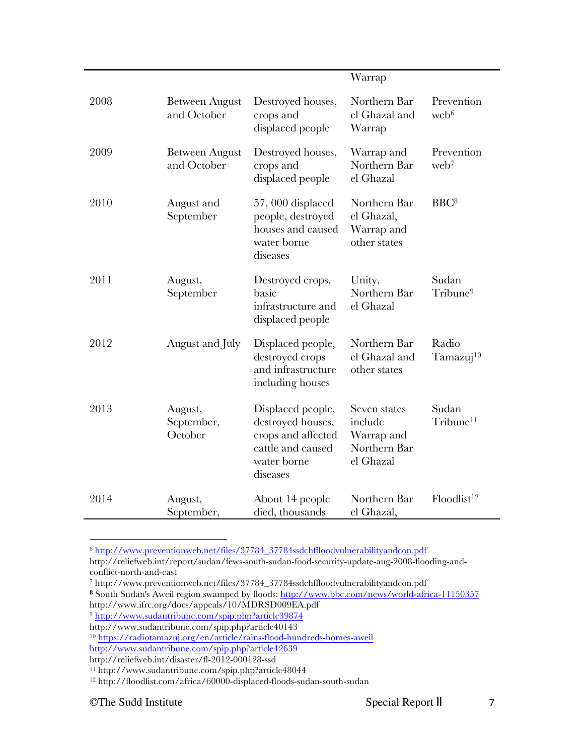| | | | Warrap | |
|---|---|---|---|---|
| 2008 | Between August and October | Destroyed houses, crops and displaced people | Northern Bar el Ghazal and Warrap | Prevention web[6] |
| 2009 | Between August and October | Destroyed houses, crops and displaced people | Warrap and Northern Bar el Ghazal | Prevention web[7] |
| 2010 | August and September | 57, 000 displaced people, destroyed houses and caused water borne diseases | Northern Bar el Ghazal, Warrap and other states | BBC[8] |
| 2011 | August, September | Destroyed crops, basic infrastructure and displaced people | Unity, Northern Bar el Ghazal | Sudan Tribune[9] |
| 2012 | August and July | Displaced people, destroyed crops and infrastructure including houses | Northern Bar el Ghazal and other states | Radio Tamazuj[10] |
| 2013 | August, September, October | Displaced people, destroyed houses, crops and affected cattle and caused water borne diseases | Seven states include Warrap and Northern Bar el Ghazal | Sudan Tribune[11] |
| 2014 | August, September, | About 14 people died, thousands | Northern Bar el Ghazal, | Floodlist[12] |

[6] http://www.preventionweb.net/files/37784_37784ssdchffloodvulnerabilityandcon.pdf
http://reliefweb.int/report/sudan/fews-south-sudan-food-security-update-aug-2008-flooding-and-conflict-north-and-east

[7] http://www.preventionweb.net/files/37784_37784ssdchffloodvulnerabilityandcon.pdf

[8] South Sudan's Aweil region swamped by floods: http://www.bbc.com/news/world-africa-11150357
http://www.ifrc.org/docs/appeals/10/MDRSD009EA.pdf

[9] http://www.sudantribune.com/spip.php?article39874
http://www.sudantribune.com/spip.php?article40143

[10] https://radiotamazuj.org/en/article/rains-flood-hundreds-homes-aweil
http://www.sudantribune.com/spip.php?article42639
http://reliefweb.int/disaster/fl-2012-000128-ssd

[11] http://www.sudantribune.com/spip.php?article48044

[12] http://floodlist.com/africa/60000-displaced-floods-sudan-south-sudan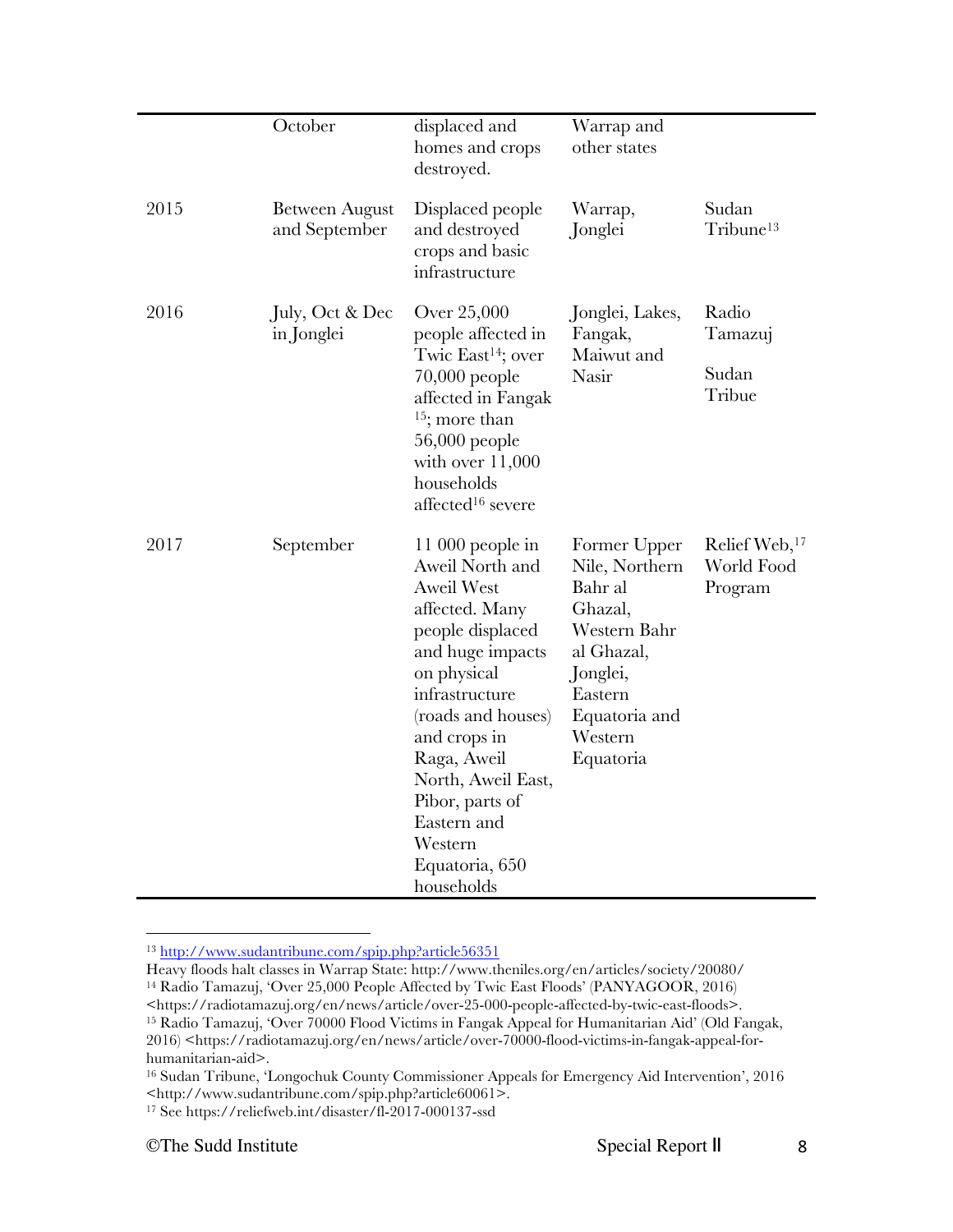| | | | | |
|---|---|---|---|---|
| | October | displaced and homes and crops destroyed. | Warrap and other states | |
| 2015 | Between August and September | Displaced people and destroyed crops and basic infrastructure | Warrap, Jonglei | Sudan Tribune[13] |
| 2016 | July, Oct & Dec in Jonglei | Over 25,000 people affected in Twic East[14]; over 70,000 people affected in Fangak [15]; more than 56,000 people with over 11,000 households affected[16] severe | Jonglei, Lakes, Fangak, Maiwut and Nasir | Radio Tamazuj<br><br>Sudan Tribue |
| 2017 | September | 11 000 people in Aweil North and Aweil West affected. Many people displaced and huge impacts on physical infrastructure (roads and houses) and crops in Raga, Aweil North, Aweil East, Pibor, parts of Eastern and Western Equatoria, 650 households | Former Upper Nile, Northern Bahr al Ghazal, Western Bahr al Ghazal, Jonglei, Eastern Equatoria and Western Equatoria | Relief Web,[17] World Food Program |

[13] http://www.sudantribune.com/spip.php?article56351
Heavy floods halt classes in Warrap State: http://www.theniles.org/en/articles/society/20080/

[14] Radio Tamazuj, 'Over 25,000 People Affected by Twic East Floods' (PANYAGOOR, 2016) <https://radiotamazuj.org/en/news/article/over-25-000-people-affected-by-twic-east-floods>.

[15] Radio Tamazuj, 'Over 70000 Flood Victims in Fangak Appeal for Humanitarian Aid' (Old Fangak, 2016) <https://radiotamazuj.org/en/news/article/over-70000-flood-victims-in-fangak-appeal-for-humanitarian-aid>.

[16] Sudan Tribune, 'Longochuk County Commissioner Appeals for Emergency Aid Intervention', 2016 <http://www.sudantribune.com/spip.php?article60061>.

[17] See https://reliefweb.int/disaster/fl-2017-000137-ssd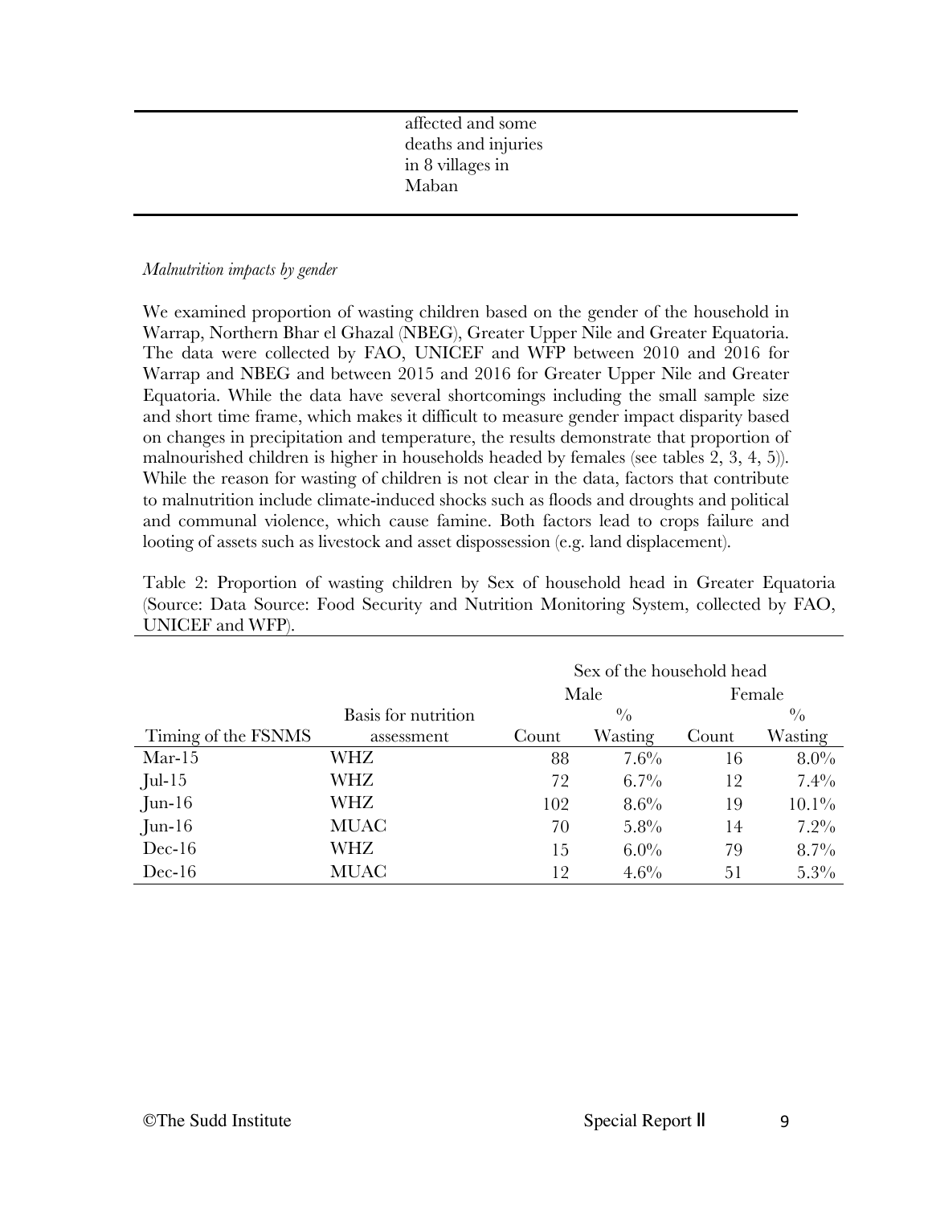| | affected and some deaths and injuries in 8 villages in Maban | |
|---|---|---|

*Malnutrition impacts by gender*

We examined proportion of wasting children based on the gender of the household in Warrap, Northern Bhar el Ghazal (NBEG), Greater Upper Nile and Greater Equatoria. The data were collected by FAO, UNICEF and WFP between 2010 and 2016 for Warrap and NBEG and between 2015 and 2016 for Greater Upper Nile and Greater Equatoria. While the data have several shortcomings including the small sample size and short time frame, which makes it difficult to measure gender impact disparity based on changes in precipitation and temperature, the results demonstrate that proportion of malnourished children is higher in households headed by females (see tables 2, 3, 4, 5)). While the reason for wasting of children is not clear in the data, factors that contribute to malnutrition include climate-induced shocks such as floods and droughts and political and communal violence, which cause famine. Both factors lead to crops failure and looting of assets such as livestock and asset dispossession (e.g. land displacement).

Table 2: Proportion of wasting children by Sex of household head in Greater Equatoria (Source: Data Source: Food Security and Nutrition Monitoring System, collected by FAO, UNICEF and WFP).

| | | Sex of the household head | | | |
|---|---|---|---|---|---|
| | | Male | | Female | |
| Timing of the FSNMS | Basis for nutrition assessment | Count | % Wasting | Count | % Wasting |
| Mar-15 | WHZ | 88 | 7.6% | 16 | 8.0% |
| Jul-15 | WHZ | 72 | 6.7% | 12 | 7.4% |
| Jun-16 | WHZ | 102 | 8.6% | 19 | 10.1% |
| Jun-16 | MUAC | 70 | 5.8% | 14 | 7.2% |
| Dec-16 | WHZ | 15 | 6.0% | 79 | 8.7% |
| Dec-16 | MUAC | 12 | 4.6% | 51 | 5.3% |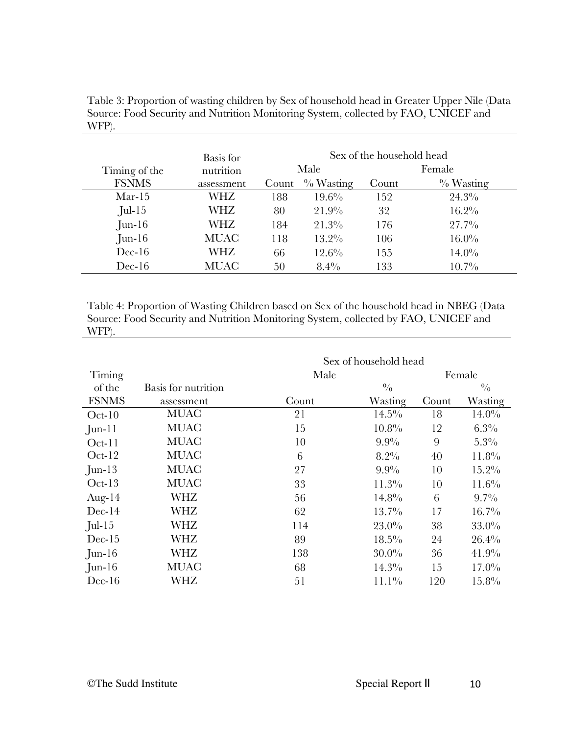Table 3: Proportion of wasting children by Sex of household head in Greater Upper Nile (Data Source: Food Security and Nutrition Monitoring System, collected by FAO, UNICEF and WFP).

| Timing of the FSNMS | Basis for nutrition assessment | Sex of the household head | | | |
|---|---|---|---|---|---|
| | | Male | | Female | |
| | | Count | % Wasting | Count | % Wasting |
| Mar-15 | WHZ | 188 | 19.6% | 152 | 24.3% |
| Jul-15 | WHZ | 80 | 21.9% | 32 | 16.2% |
| Jun-16 | WHZ | 184 | 21.3% | 176 | 27.7% |
| Jun-16 | MUAC | 118 | 13.2% | 106 | 16.0% |
| Dec-16 | WHZ | 66 | 12.6% | 155 | 14.0% |
| Dec-16 | MUAC | 50 | 8.4% | 133 | 10.7% |

Table 4: Proportion of Wasting Children based on Sex of the household head in NBEG (Data Source: Food Security and Nutrition Monitoring System, collected by FAO, UNICEF and WFP).

| Timing of the FSNMS | Basis for nutrition assessment | Sex of household head | | | |
|---|---|---|---|---|---|
| | | Male | | Female | |
| | | Count | % Wasting | Count | % Wasting |
| Oct-10 | MUAC | 21 | 14.5% | 18 | 14.0% |
| Jun-11 | MUAC | 15 | 10.8% | 12 | 6.3% |
| Oct-11 | MUAC | 10 | 9.9% | 9 | 5.3% |
| Oct-12 | MUAC | 6 | 8.2% | 40 | 11.8% |
| Jun-13 | MUAC | 27 | 9.9% | 10 | 15.2% |
| Oct-13 | MUAC | 33 | 11.3% | 10 | 11.6% |
| Aug-14 | WHZ | 56 | 14.8% | 6 | 9.7% |
| Dec-14 | WHZ | 62 | 13.7% | 17 | 16.7% |
| Jul-15 | WHZ | 114 | 23.0% | 38 | 33.0% |
| Dec-15 | WHZ | 89 | 18.5% | 24 | 26.4% |
| Jun-16 | WHZ | 138 | 30.0% | 36 | 41.9% |
| Jun-16 | MUAC | 68 | 14.3% | 15 | 17.0% |
| Dec-16 | WHZ | 51 | 11.1% | 120 | 15.8% |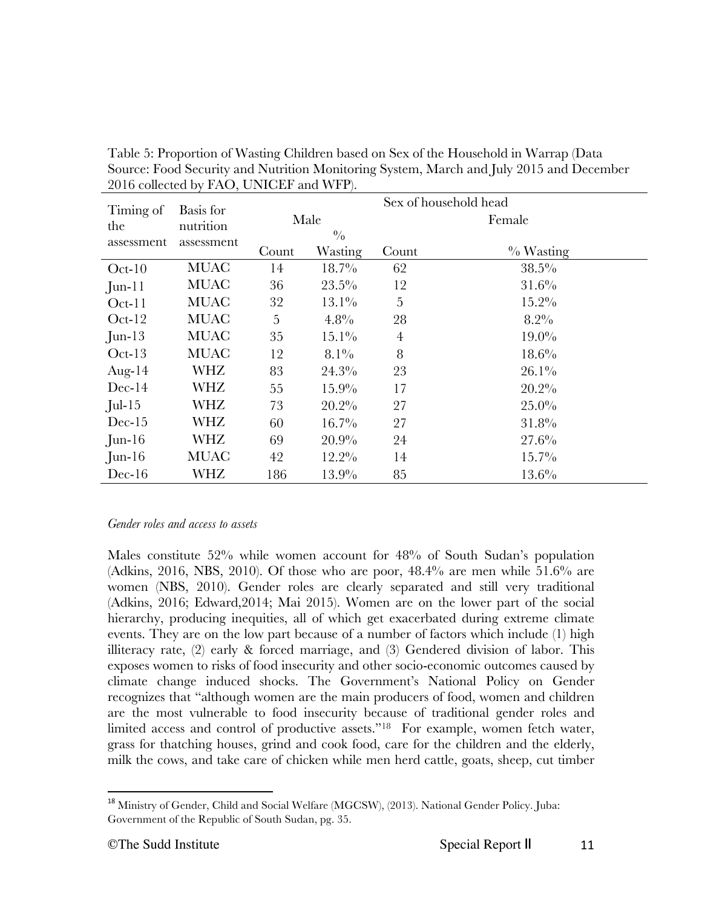Table 5: Proportion of Wasting Children based on Sex of the Household in Warrap (Data Source: Food Security and Nutrition Monitoring System, March and July 2015 and December 2016 collected by FAO, UNICEF and WFP).

| Timing of the assessment | Basis for nutrition assessment | Sex of household head | | | |
|---|---|---|---|---|---|
| | | Male | | Female | |
| | | Count | % Wasting | Count | % Wasting |
| Oct-10 | MUAC | 14 | 18.7% | 62 | 38.5% |
| Jun-11 | MUAC | 36 | 23.5% | 12 | 31.6% |
| Oct-11 | MUAC | 32 | 13.1% | 5 | 15.2% |
| Oct-12 | MUAC | 5 | 4.8% | 28 | 8.2% |
| Jun-13 | MUAC | 35 | 15.1% | 4 | 19.0% |
| Oct-13 | MUAC | 12 | 8.1% | 8 | 18.6% |
| Aug-14 | WHZ | 83 | 24.3% | 23 | 26.1% |
| Dec-14 | WHZ | 55 | 15.9% | 17 | 20.2% |
| Jul-15 | WHZ | 73 | 20.2% | 27 | 25.0% |
| Dec-15 | WHZ | 60 | 16.7% | 27 | 31.8% |
| Jun-16 | WHZ | 69 | 20.9% | 24 | 27.6% |
| Jun-16 | MUAC | 42 | 12.2% | 14 | 15.7% |
| Dec-16 | WHZ | 186 | 13.9% | 85 | 13.6% |

*Gender roles and access to assets*

Males constitute 52% while women account for 48% of South Sudan's population (Adkins, 2016, NBS, 2010). Of those who are poor, 48.4% are men while 51.6% are women (NBS, 2010). Gender roles are clearly separated and still very traditional (Adkins, 2016; Edward,2014; Mai 2015). Women are on the lower part of the social hierarchy, producing inequities, all of which get exacerbated during extreme climate events. They are on the low part because of a number of factors which include (1) high illiteracy rate, (2) early & forced marriage, and (3) Gendered division of labor. This exposes women to risks of food insecurity and other socio-economic outcomes caused by climate change induced shocks. The Government's National Policy on Gender recognizes that "although women are the main producers of food, women and children are the most vulnerable to food insecurity because of traditional gender roles and limited access and control of productive assets."[18] For example, women fetch water, grass for thatching houses, grind and cook food, care for the children and the elderly, milk the cows, and take care of chicken while men herd cattle, goats, sheep, cut timber

[18] Ministry of Gender, Child and Social Welfare (MGCSW), (2013). National Gender Policy. Juba: Government of the Republic of South Sudan, pg. 35.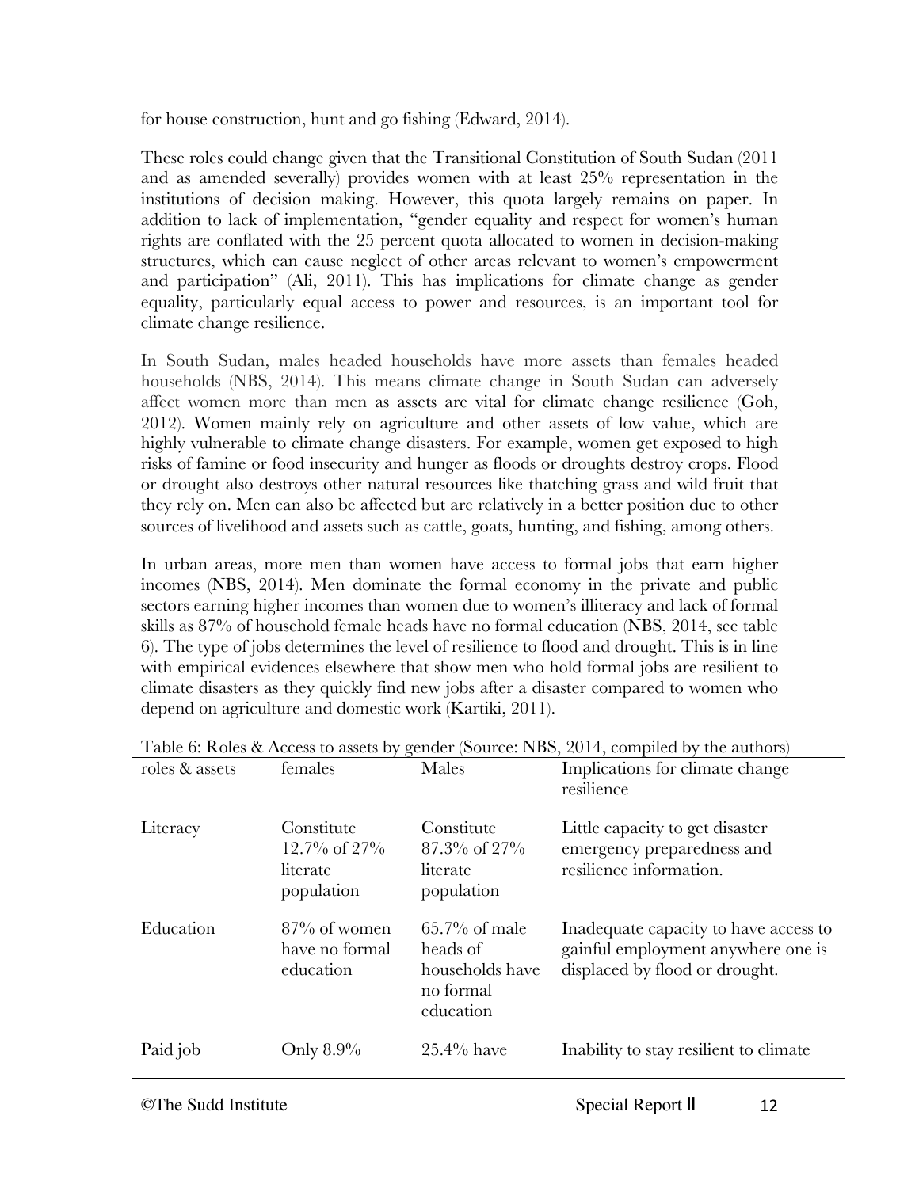for house construction, hunt and go fishing (Edward, 2014).

These roles could change given that the Transitional Constitution of South Sudan (2011 and as amended severally) provides women with at least 25% representation in the institutions of decision making. However, this quota largely remains on paper. In addition to lack of implementation, "gender equality and respect for women's human rights are conflated with the 25 percent quota allocated to women in decision-making structures, which can cause neglect of other areas relevant to women's empowerment and participation" (Ali, 2011). This has implications for climate change as gender equality, particularly equal access to power and resources, is an important tool for climate change resilience.

In South Sudan, males headed households have more assets than females headed households (NBS, 2014). This means climate change in South Sudan can adversely affect women more than men as assets are vital for climate change resilience (Goh, 2012). Women mainly rely on agriculture and other assets of low value, which are highly vulnerable to climate change disasters. For example, women get exposed to high risks of famine or food insecurity and hunger as floods or droughts destroy crops. Flood or drought also destroys other natural resources like thatching grass and wild fruit that they rely on. Men can also be affected but are relatively in a better position due to other sources of livelihood and assets such as cattle, goats, hunting, and fishing, among others.

In urban areas, more men than women have access to formal jobs that earn higher incomes (NBS, 2014). Men dominate the formal economy in the private and public sectors earning higher incomes than women due to women's illiteracy and lack of formal skills as 87% of household female heads have no formal education (NBS, 2014, see table 6). The type of jobs determines the level of resilience to flood and drought. This is in line with empirical evidences elsewhere that show men who hold formal jobs are resilient to climate disasters as they quickly find new jobs after a disaster compared to women who depend on agriculture and domestic work (Kartiki, 2011).

Table 6: Roles & Access to assets by gender (Source: NBS, 2014, compiled by the authors)

| roles & assets | females | Males | Implications for climate change resilience |
|---|---|---|---|
| Literacy | Constitute 12.7% of 27% literate population | Constitute 87.3% of 27% literate population | Little capacity to get disaster emergency preparedness and resilience information. |
| Education | 87% of women have no formal education | 65.7% of male heads of households have no formal education | Inadequate capacity to have access to gainful employment anywhere one is displaced by flood or drought. |
| Paid job | Only 8.9% | 25.4% have | Inability to stay resilient to climate |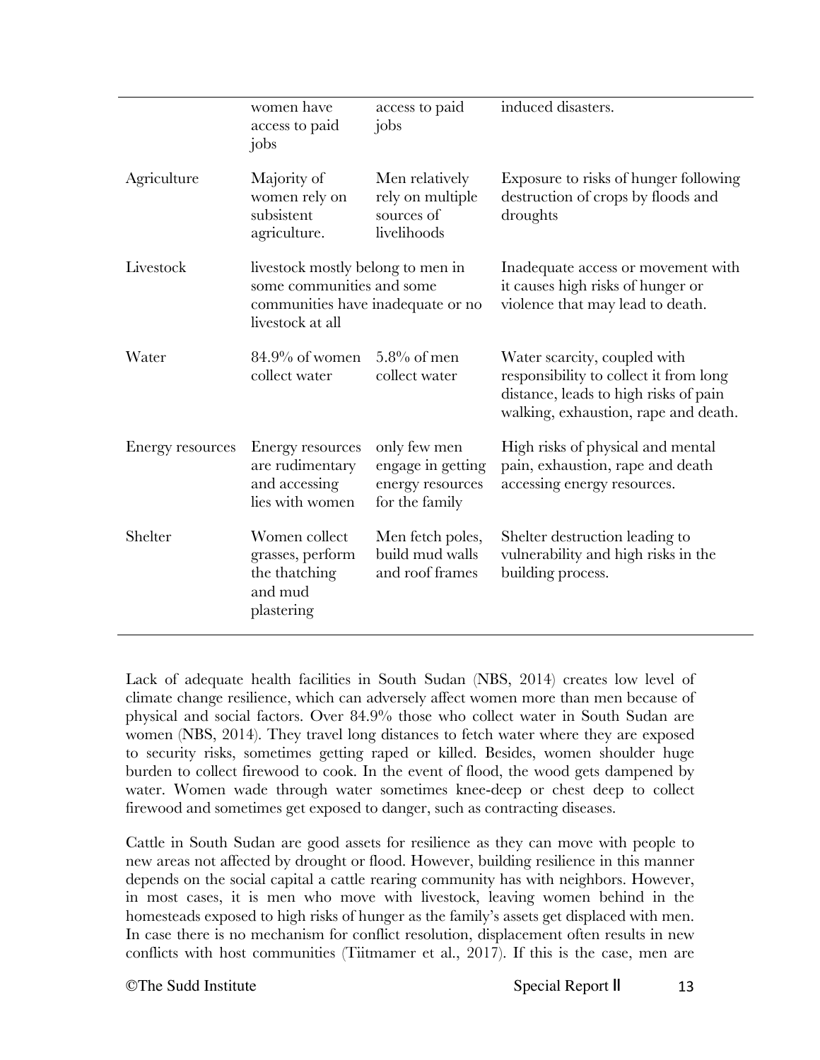| | | | |
|---|---|---|---|
| | women have access to paid jobs | access to paid jobs | induced disasters. |
| Agriculture | Majority of women rely on subsistent agriculture. | Men relatively rely on multiple sources of livelihoods | Exposure to risks of hunger following destruction of crops by floods and droughts |
| Livestock | livestock mostly belong to men in some communities and some communities have inadequate or no livestock at all | | Inadequate access or movement with it causes high risks of hunger or violence that may lead to death. |
| Water | 84.9% of women collect water | 5.8% of men collect water | Water scarcity, coupled with responsibility to collect it from long distance, leads to high risks of pain walking, exhaustion, rape and death. |
| Energy resources | Energy resources are rudimentary and accessing lies with women | only few men engage in getting energy resources for the family | High risks of physical and mental pain, exhaustion, rape and death accessing energy resources. |
| Shelter | Women collect grasses, perform the thatching and mud plastering | Men fetch poles, build mud walls and roof frames | Shelter destruction leading to vulnerability and high risks in the building process. |

Lack of adequate health facilities in South Sudan (NBS, 2014) creates low level of climate change resilience, which can adversely affect women more than men because of physical and social factors. Over 84.9% those who collect water in South Sudan are women (NBS, 2014). They travel long distances to fetch water where they are exposed to security risks, sometimes getting raped or killed. Besides, women shoulder huge burden to collect firewood to cook. In the event of flood, the wood gets dampened by water. Women wade through water sometimes knee-deep or chest deep to collect firewood and sometimes get exposed to danger, such as contracting diseases.

Cattle in South Sudan are good assets for resilience as they can move with people to new areas not affected by drought or flood. However, building resilience in this manner depends on the social capital a cattle rearing community has with neighbors. However, in most cases, it is men who move with livestock, leaving women behind in the homesteads exposed to high risks of hunger as the family's assets get displaced with men. In case there is no mechanism for conflict resolution, displacement often results in new conflicts with host communities (Tiitmamer et al., 2017). If this is the case, men are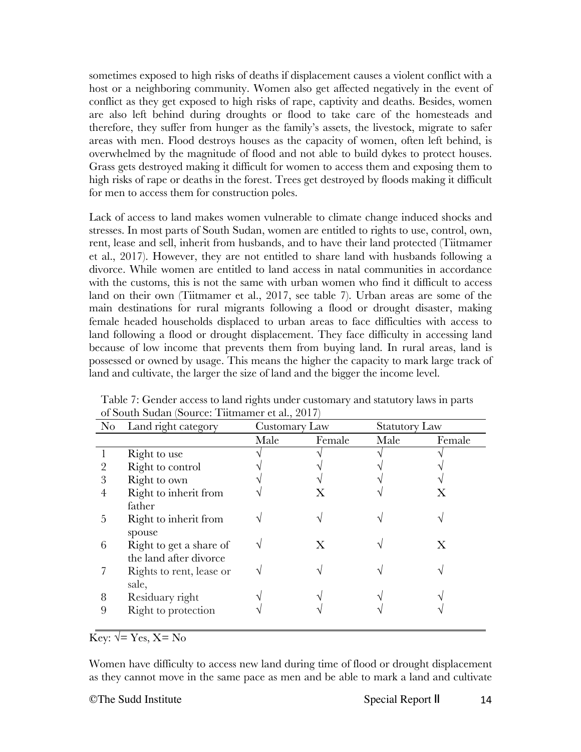sometimes exposed to high risks of deaths if displacement causes a violent conflict with a host or a neighboring community. Women also get affected negatively in the event of conflict as they get exposed to high risks of rape, captivity and deaths. Besides, women are also left behind during droughts or flood to take care of the homesteads and therefore, they suffer from hunger as the family's assets, the livestock, migrate to safer areas with men. Flood destroys houses as the capacity of women, often left behind, is overwhelmed by the magnitude of flood and not able to build dykes to protect houses. Grass gets destroyed making it difficult for women to access them and exposing them to high risks of rape or deaths in the forest. Trees get destroyed by floods making it difficult for men to access them for construction poles.

Lack of access to land makes women vulnerable to climate change induced shocks and stresses. In most parts of South Sudan, women are entitled to rights to use, control, own, rent, lease and sell, inherit from husbands, and to have their land protected (Tiitmamer et al., 2017). However, they are not entitled to share land with husbands following a divorce. While women are entitled to land access in natal communities in accordance with the customs, this is not the same with urban women who find it difficult to access land on their own (Tiitmamer et al., 2017, see table 7). Urban areas are some of the main destinations for rural migrants following a flood or drought disaster, making female headed households displaced to urban areas to face difficulties with access to land following a flood or drought displacement. They face difficulty in accessing land because of low income that prevents them from buying land. In rural areas, land is possessed or owned by usage. This means the higher the capacity to mark large track of land and cultivate, the larger the size of land and the bigger the income level.

Table 7: Gender access to land rights under customary and statutory laws in parts of South Sudan (Source: Tiitmamer et al., 2017)

| No | Land right category | Customary Law | | Statutory Law | |
|---|---|---|---|---|---|
| | | Male | Female | Male | Female |
| 1 | Right to use | √ | √ | √ | √ |
| 2 | Right to control | √ | √ | √ | √ |
| 3 | Right to own | √ | √ | √ | √ |
| 4 | Right to inherit from father | √ | X | √ | X |
| 5 | Right to inherit from spouse | √ | √ | √ | √ |
| 6 | Right to get a share of the land after divorce | √ | X | √ | X |
| 7 | Rights to rent, lease or sale, | √ | √ | √ | √ |
| 8 | Residuary right | √ | √ | √ | √ |
| 9 | Right to protection | √ | √ | √ | √ |

Key: √= Yes, X= No

Women have difficulty to access new land during time of flood or drought displacement as they cannot move in the same pace as men and be able to mark a land and cultivate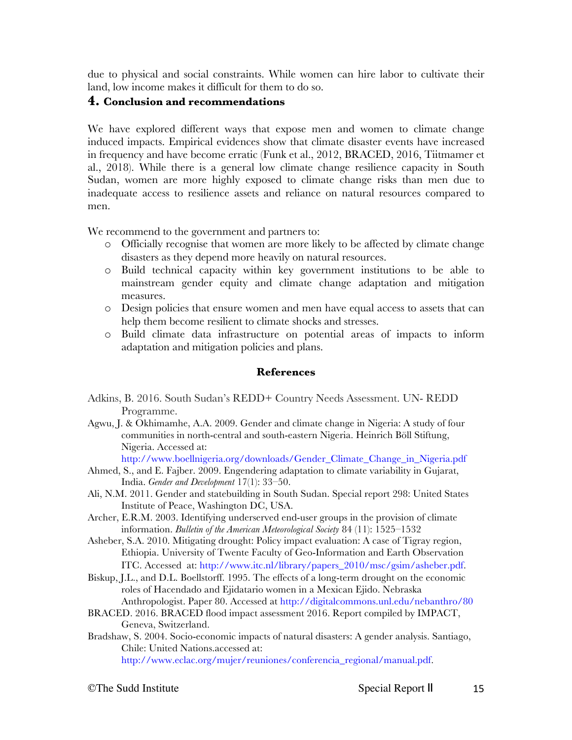due to physical and social constraints. While women can hire labor to cultivate their land, low income makes it difficult for them to do so.

## 4. Conclusion and recommendations

We have explored different ways that expose men and women to climate change induced impacts. Empirical evidences show that climate disaster events have increased in frequency and have become erratic (Funk et al., 2012, BRACED, 2016, Tiitmamer et al., 2018). While there is a general low climate change resilience capacity in South Sudan, women are more highly exposed to climate change risks than men due to inadequate access to resilience assets and reliance on natural resources compared to men.

We recommend to the government and partners to:

- Officially recognise that women are more likely to be affected by climate change disasters as they depend more heavily on natural resources.
- Build technical capacity within key government institutions to be able to mainstream gender equity and climate change adaptation and mitigation measures.
- Design policies that ensure women and men have equal access to assets that can help them become resilient to climate shocks and stresses.
- Build climate data infrastructure on potential areas of impacts to inform adaptation and mitigation policies and plans.

## References

Adkins, B. 2016. South Sudan's REDD+ Country Needs Assessment. UN- REDD Programme.

Agwu, J. & Okhimamhe, A.A. 2009. Gender and climate change in Nigeria: A study of four communities in north-central and south-eastern Nigeria. Heinrich Böll Stiftung, Nigeria. Accessed at: http://www.boellnigeria.org/downloads/Gender_Climate_Change_in_Nigeria.pdf

Ahmed, S., and E. Fajber. 2009. Engendering adaptation to climate variability in Gujarat, India. *Gender and Development* 17(1): 33–50.

Ali, N.M. 2011. Gender and statebuilding in South Sudan. Special report 298: United States Institute of Peace, Washington DC, USA.

Archer, E.R.M. 2003. Identifying underserved end-user groups in the provision of climate information. *Bulletin of the American Meteorological Society* 84 (11): 1525–1532

Asheber, S.A. 2010. Mitigating drought: Policy impact evaluation: A case of Tigray region, Ethiopia. University of Twente Faculty of Geo-Information and Earth Observation ITC. Accessed at: http://www.itc.nl/library/papers_2010/msc/gsim/asheber.pdf.

Biskup, J.L., and D.L. Boellstorff. 1995. The effects of a long-term drought on the economic roles of Hacendado and Ejidatario women in a Mexican Ejido. Nebraska Anthropologist. Paper 80. Accessed at http://digitalcommons.unl.edu/nebanthro/80

BRACED. 2016. BRACED flood impact assessment 2016. Report compiled by IMPACT, Geneva, Switzerland.

Bradshaw, S. 2004. Socio-economic impacts of natural disasters: A gender analysis. Santiago, Chile: United Nations.accessed at: http://www.eclac.org/mujer/reuniones/conferencia_regional/manual.pdf.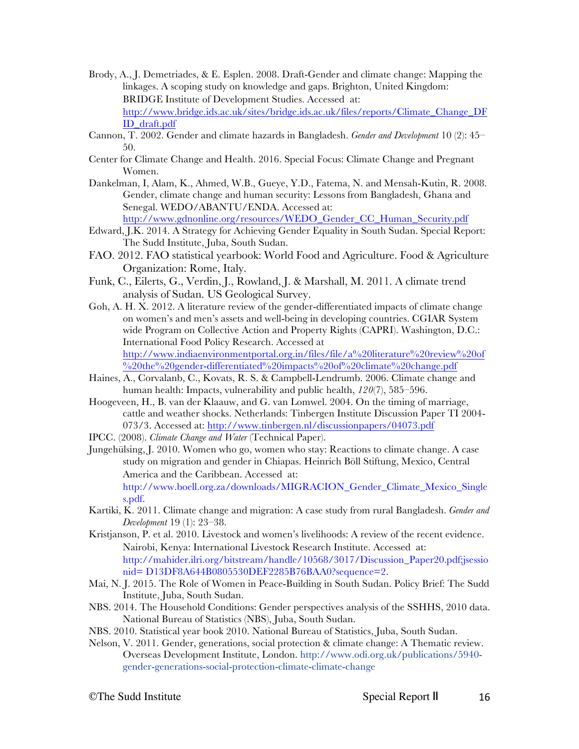Brody, A., J. Demetriades, & E. Esplen. 2008. Draft-Gender and climate change: Mapping the linkages. A scoping study on knowledge and gaps. Brighton, United Kingdom: BRIDGE Institute of Development Studies. Accessed at: http://www.bridge.ids.ac.uk/sites/bridge.ids.ac.uk/files/reports/Climate_Change_DFID_draft.pdf

Cannon, T. 2002. Gender and climate hazards in Bangladesh. *Gender and Development* 10 (2): 45–50.

Center for Climate Change and Health. 2016. Special Focus: Climate Change and Pregnant Women.

Dankelman, I, Alam, K., Ahmed, W.B., Gueye, Y.D., Fatema, N. and Mensah-Kutin, R. 2008. Gender, climate change and human security: Lessons from Bangladesh, Ghana and Senegal. WEDO/ABANTU/ENDA. Accessed at: http://www.gdnonline.org/resources/WEDO_Gender_CC_Human_Security.pdf

Edward, J.K. 2014. A Strategy for Achieving Gender Equality in South Sudan. Special Report: The Sudd Institute, Juba, South Sudan.

FAO. 2012. FAO statistical yearbook: World Food and Agriculture. Food & Agriculture Organization: Rome, Italy.

Funk, C., Eilerts, G., Verdin, J., Rowland, J. & Marshall, M. 2011. A climate trend analysis of Sudan. US Geological Survey.

Goh, A. H. X. 2012. A literature review of the gender-differentiated impacts of climate change on women's and men's assets and well-being in developing countries. CGIAR System wide Program on Collective Action and Property Rights (CAPRI). Washington, D.C.: International Food Policy Research. Accessed at http://www.indiaenvironmentportal.org.in/files/file/a%20literature%20review%20of%20the%20gender-differentiated%20impacts%20of%20climate%20change.pdf

Haines, A., Corvalanb, C., Kovats, R. S. & Campbell-Lendrumb. 2006. Climate change and human health: Impacts, vulnerability and public health, *120*(7), 585–596.

Hoogeveen, H., B. van der Klaauw, and G. van Lomwel. 2004. On the timing of marriage, cattle and weather shocks. Netherlands: Tinbergen Institute Discussion Paper TI 2004-073/3. Accessed at: http://www.tinbergen.nl/discussionpapers/04073.pdf

IPCC. (2008). *Climate Change and Water* (Technical Paper).

Jungehülsing, J. 2010. Women who go, women who stay: Reactions to climate change. A case study on migration and gender in Chiapas. Heinrich Böll Stiftung, Mexico, Central America and the Caribbean. Accessed at: http://www.boell.org.za/downloads/MIGRACION_Gender_Climate_Mexico_Singles.pdf.

Kartiki, K. 2011. Climate change and migration: A case study from rural Bangladesh. *Gender and Development* 19 (1): 23–38.

Kristjanson, P. et al. 2010. Livestock and women's livelihoods: A review of the recent evidence. Nairobi, Kenya: International Livestock Research Institute. Accessed at: http://mahider.ilri.org/bitstream/handle/10568/3017/Discussion_Paper20.pdf;jsessionid= D13DF8A644B0805530DEF2285B76BAA0?sequence=2.

Mai, N. J. 2015. The Role of Women in Peace-Building in South Sudan. Policy Brief: The Sudd Institute, Juba, South Sudan.

NBS. 2014. The Household Conditions: Gender perspectives analysis of the SSHHS, 2010 data. National Bureau of Statistics (NBS), Juba, South Sudan.

NBS. 2010. Statistical year book 2010. National Bureau of Statistics, Juba, South Sudan.

Nelson, V. 2011. Gender, generations, social protection & climate change: A Thematic review. Overseas Development Institute, London. http://www.odi.org.uk/publications/5940-gender-generations-social-protection-climate-climate-change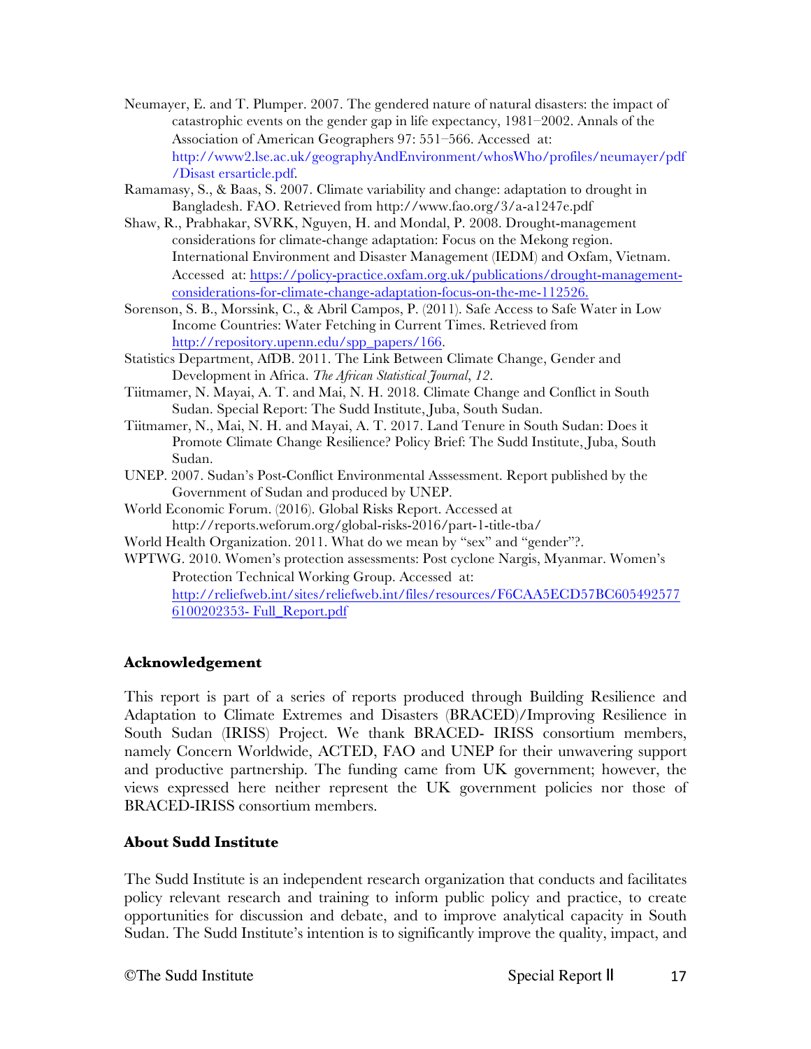Neumayer, E. and T. Plumper. 2007. The gendered nature of natural disasters: the impact of catastrophic events on the gender gap in life expectancy, 1981–2002. Annals of the Association of American Geographers 97: 551–566. Accessed at: http://www2.lse.ac.uk/geographyAndEnvironment/whosWho/profiles/neumayer/pdf/Disast ersarticle.pdf.

Ramamasy, S., & Baas, S. 2007. Climate variability and change: adaptation to drought in Bangladesh. FAO. Retrieved from http://www.fao.org/3/a-a1247e.pdf

Shaw, R., Prabhakar, SVRK, Nguyen, H. and Mondal, P. 2008. Drought-management considerations for climate-change adaptation: Focus on the Mekong region. International Environment and Disaster Management (IEDM) and Oxfam, Vietnam. Accessed at: https://policy-practice.oxfam.org.uk/publications/drought-management-considerations-for-climate-change-adaptation-focus-on-the-me-112526.

Sorenson, S. B., Morssink, C., & Abril Campos, P. (2011). Safe Access to Safe Water in Low Income Countries: Water Fetching in Current Times. Retrieved from http://repository.upenn.edu/spp_papers/166.

Statistics Department, AfDB. 2011. The Link Between Climate Change, Gender and Development in Africa. *The African Statistical Journal*, *12*.

Tiitmamer, N. Mayai, A. T. and Mai, N. H. 2018. Climate Change and Conflict in South Sudan. Special Report: The Sudd Institute, Juba, South Sudan.

Tiitmamer, N., Mai, N. H. and Mayai, A. T. 2017. Land Tenure in South Sudan: Does it Promote Climate Change Resilience? Policy Brief: The Sudd Institute, Juba, South Sudan.

UNEP. 2007. Sudan's Post-Conflict Environmental Asssessment. Report published by the Government of Sudan and produced by UNEP.

World Economic Forum. (2016). Global Risks Report. Accessed at http://reports.weforum.org/global-risks-2016/part-1-title-tba/

World Health Organization. 2011. What do we mean by "sex" and "gender"?.

WPTWG. 2010. Women's protection assessments: Post cyclone Nargis, Myanmar. Women's Protection Technical Working Group. Accessed at: http://reliefweb.int/sites/reliefweb.int/files/resources/F6CAA5ECD57BC6054925776100202353- Full_Report.pdf

## Acknowledgement

This report is part of a series of reports produced through Building Resilience and Adaptation to Climate Extremes and Disasters (BRACED)/Improving Resilience in South Sudan (IRISS) Project. We thank BRACED- IRISS consortium members, namely Concern Worldwide, ACTED, FAO and UNEP for their unwavering support and productive partnership. The funding came from UK government; however, the views expressed here neither represent the UK government policies nor those of BRACED-IRISS consortium members.

## About Sudd Institute

The Sudd Institute is an independent research organization that conducts and facilitates policy relevant research and training to inform public policy and practice, to create opportunities for discussion and debate, and to improve analytical capacity in South Sudan. The Sudd Institute's intention is to significantly improve the quality, impact, and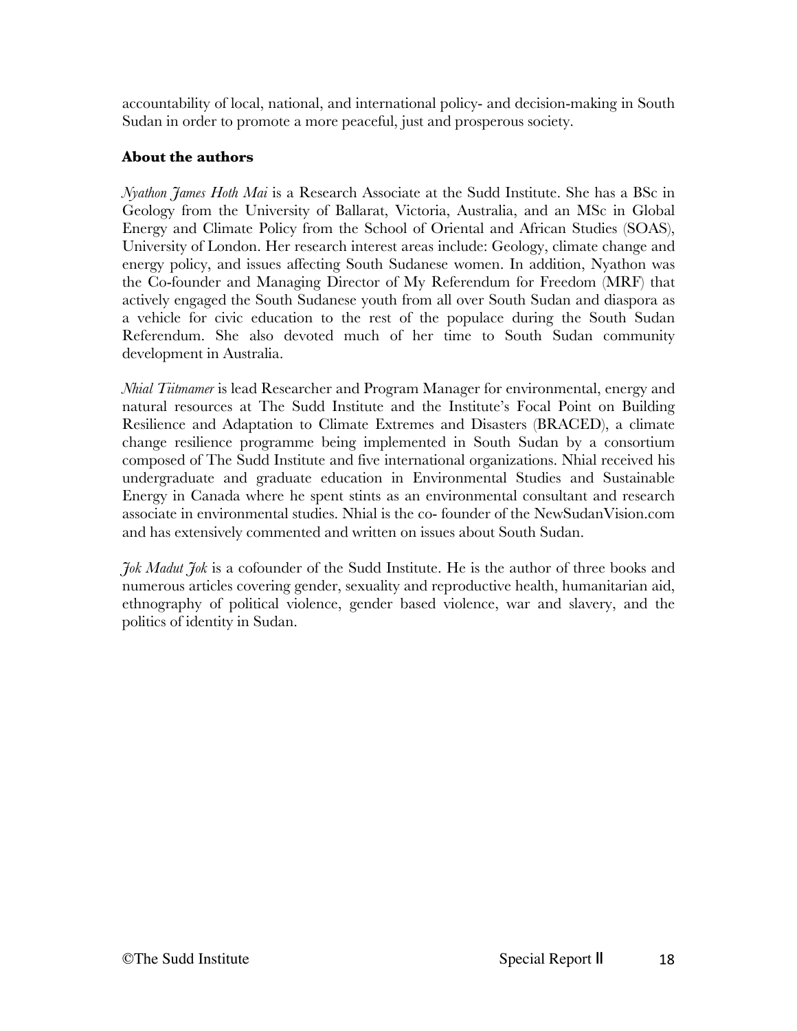accountability of local, national, and international policy- and decision-making in South Sudan in order to promote a more peaceful, just and prosperous society.

### About the authors

*Nyathon James Hoth Mai* is a Research Associate at the Sudd Institute. She has a BSc in Geology from the University of Ballarat, Victoria, Australia, and an MSc in Global Energy and Climate Policy from the School of Oriental and African Studies (SOAS), University of London. Her research interest areas include: Geology, climate change and energy policy, and issues affecting South Sudanese women. In addition, Nyathon was the Co-founder and Managing Director of My Referendum for Freedom (MRF) that actively engaged the South Sudanese youth from all over South Sudan and diaspora as a vehicle for civic education to the rest of the populace during the South Sudan Referendum. She also devoted much of her time to South Sudan community development in Australia.

*Nhial Tiitmamer* is lead Researcher and Program Manager for environmental, energy and natural resources at The Sudd Institute and the Institute's Focal Point on Building Resilience and Adaptation to Climate Extremes and Disasters (BRACED), a climate change resilience programme being implemented in South Sudan by a consortium composed of The Sudd Institute and five international organizations. Nhial received his undergraduate and graduate education in Environmental Studies and Sustainable Energy in Canada where he spent stints as an environmental consultant and research associate in environmental studies. Nhial is the co- founder of the NewSudanVision.com and has extensively commented and written on issues about South Sudan.

*Jok Madut Jok* is a cofounder of the Sudd Institute. He is the author of three books and numerous articles covering gender, sexuality and reproductive health, humanitarian aid, ethnography of political violence, gender based violence, war and slavery, and the politics of identity in Sudan.